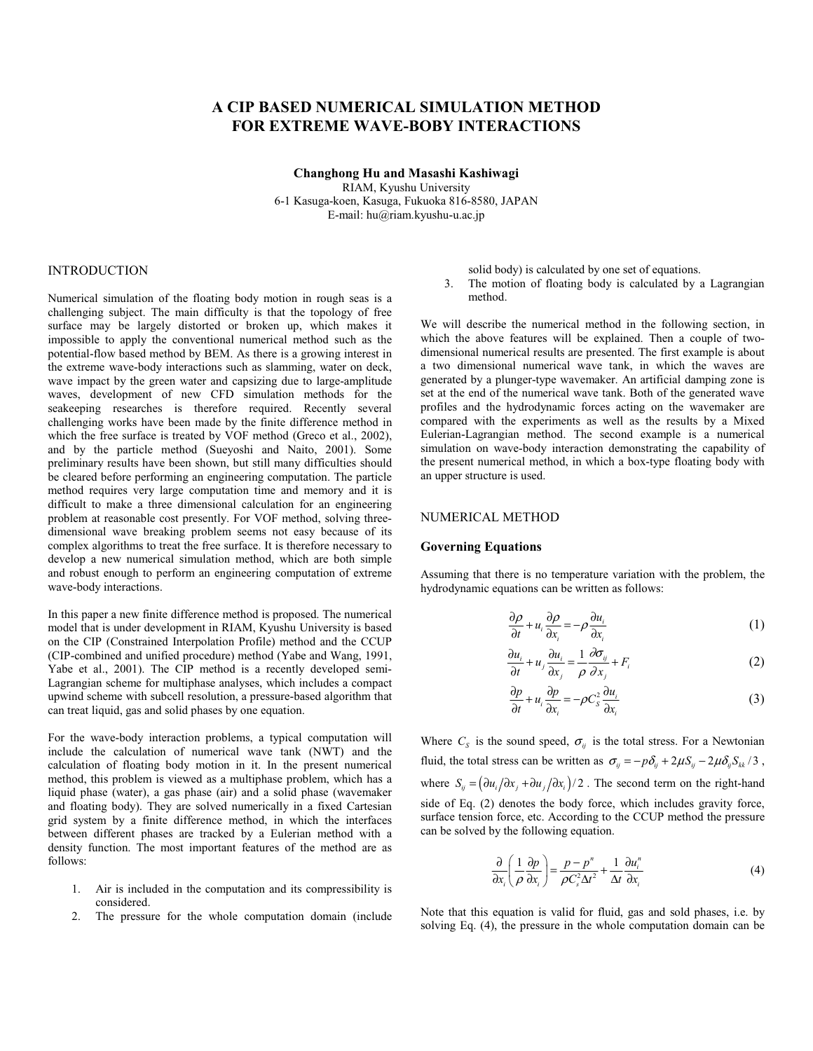# A CIP BASED NUMERICAL SIMULATION METHOD FOR EXTREME WAVE-BOBY INTERACTIONS

**Changhong Hu and Masashi Kashiwagi**
RIAM, Kyushu University
6-1 Kasuga-koen, Kasuga, Fukuoka 816-8580, JAPAN
E-mail: hu@riam.kyushu-u.ac.jp

## INTRODUCTION

Numerical simulation of the floating body motion in rough seas is a challenging subject. The main difficulty is that the topology of free surface may be largely distorted or broken up, which makes it impossible to apply the conventional numerical method such as the potential-flow based method by BEM. As there is a growing interest in the extreme wave-body interactions such as slamming, water on deck, wave impact by the green water and capsizing due to large-amplitude waves, development of new CFD simulation methods for the seakeeping researches is therefore required. Recently several challenging works have been made by the finite difference method in which the free surface is treated by VOF method (Greco et al., 2002), and by the particle method (Sueyoshi and Naito, 2001). Some preliminary results have been shown, but still many difficulties should be cleared before performing an engineering computation. The particle method requires very large computation time and memory and it is difficult to make a three dimensional calculation for an engineering problem at reasonable cost presently. For VOF method, solving three-dimensional wave breaking problem seems not easy because of its complex algorithms to treat the free surface. It is therefore necessary to develop a new numerical simulation method, which are both simple and robust enough to perform an engineering computation of extreme wave-body interactions.

In this paper a new finite difference method is proposed. The numerical model that is under development in RIAM, Kyushu University is based on the CIP (Constrained Interpolation Profile) method and the CCUP (CIP-combined and unified procedure) method (Yabe and Wang, 1991, Yabe et al., 2001). The CIP method is a recently developed semi-Lagrangian scheme for multiphase analyses, which includes a compact upwind scheme with subcell resolution, a pressure-based algorithm that can treat liquid, gas and solid phases by one equation.

For the wave-body interaction problems, a typical computation will include the calculation of numerical wave tank (NWT) and the calculation of floating body motion in it. In the present numerical method, this problem is viewed as a multiphase problem, which has a liquid phase (water), a gas phase (air) and a solid phase (wavemaker and floating body). They are solved numerically in a fixed Cartesian grid system by a finite difference method, in which the interfaces between different phases are tracked by a Eulerian method with a density function. The most important features of the method are as follows:

1. Air is included in the computation and its compressibility is considered.
2. The pressure for the whole computation domain (include solid body) is calculated by one set of equations.
3. The motion of floating body is calculated by a Lagrangian method.

We will describe the numerical method in the following section, in which the above features will be explained. Then a couple of two-dimensional numerical results are presented. The first example is about a two dimensional numerical wave tank, in which the waves are generated by a plunger-type wavemaker. An artificial damping zone is set at the end of the numerical wave tank. Both of the generated wave profiles and the hydrodynamic forces acting on the wavemaker are compared with the experiments as well as the results by a Mixed Eulerian-Lagrangian method. The second example is a numerical simulation on wave-body interaction demonstrating the capability of the present numerical method, in which a box-type floating body with an upper structure is used.

## NUMERICAL METHOD

### Governing Equations

Assuming that there is no temperature variation with the problem, the hydrodynamic equations can be written as follows:

$$\frac{\partial \rho}{\partial t} + u_i \frac{\partial \rho}{\partial x_i} = -\rho \frac{\partial u_i}{\partial x_i} \tag{1}$$

$$\frac{\partial u_i}{\partial t} + u_j \frac{\partial u_i}{\partial x_j} = \frac{1}{\rho} \frac{\partial \sigma_{ij}}{\partial x_j} + F_i \tag{2}$$

$$\frac{\partial p}{\partial t} + u_i \frac{\partial p}{\partial x_i} = -\rho C_S^2 \frac{\partial u_i}{\partial x_i} \tag{3}$$

Where $C_S$ is the sound speed, $\sigma_{ij}$ is the total stress. For a Newtonian fluid, the total stress can be written as $\sigma_{ij} = -p\delta_{ij} + 2\mu S_{ij} - 2\mu \delta_{ij} S_{kk}/3$, where $S_{ij} = \left(\partial u_i / \partial x_j + \partial u_j / \partial x_i\right)/2$. The second term on the right-hand side of Eq. (2) denotes the body force, which includes gravity force, surface tension force, etc. According to the CCUP method the pressure can be solved by the following equation.

$$\frac{\partial}{\partial x_i}\left(\frac{1}{\rho}\frac{\partial p}{\partial x_i}\right) = \frac{p - p^n}{\rho C_s^2 \Delta t^2} + \frac{1}{\Delta t}\frac{\partial u_i^n}{\partial x_i} \tag{4}$$

Note that this equation is valid for fluid, gas and sold phases, i.e. by solving Eq. (4), the pressure in the whole computation domain can be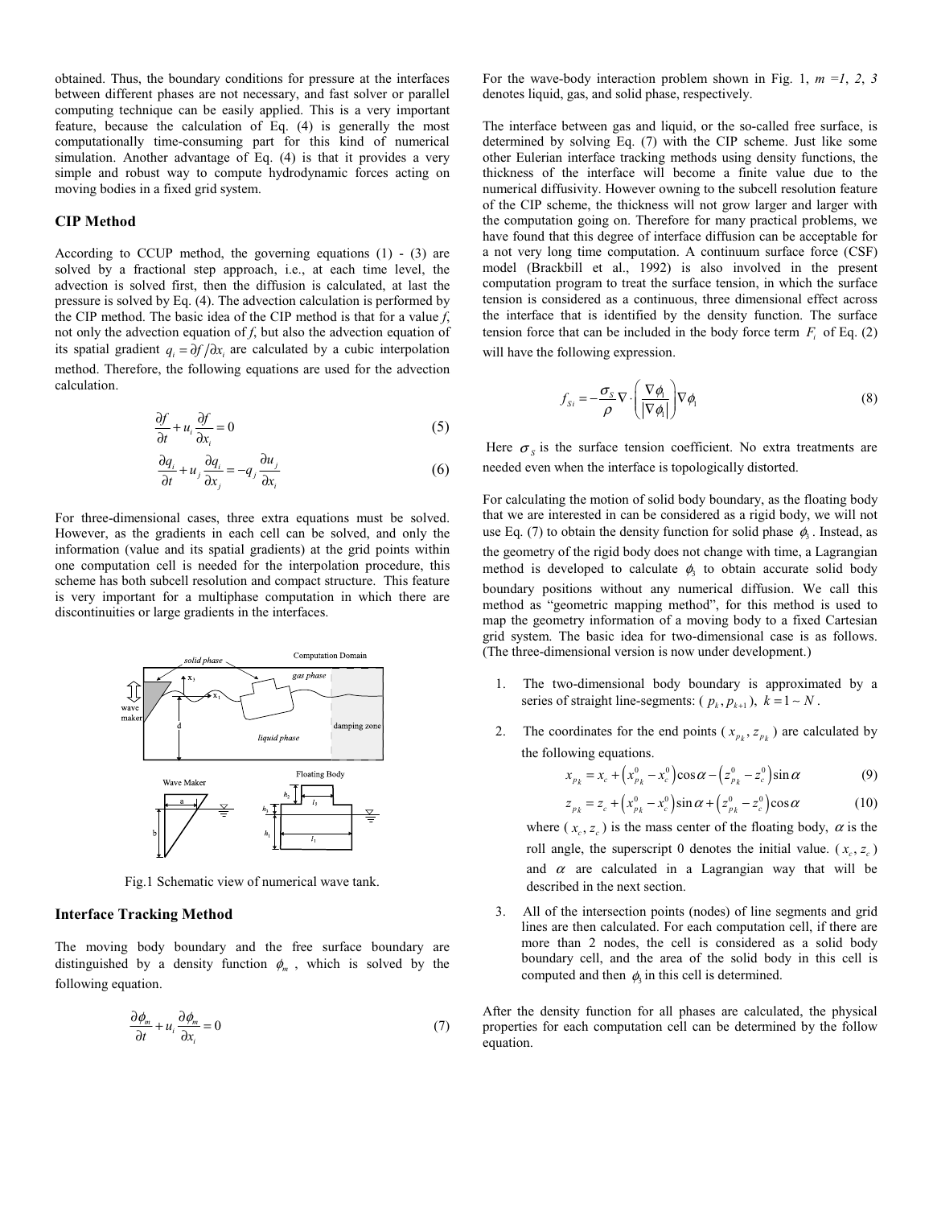obtained. Thus, the boundary conditions for pressure at the interfaces between different phases are not necessary, and fast solver or parallel computing technique can be easily applied. This is a very important feature, because the calculation of Eq. (4) is generally the most computationally time-consuming part for this kind of numerical simulation. Another advantage of Eq. (4) is that it provides a very simple and robust way to compute hydrodynamic forces acting on moving bodies in a fixed grid system.

### CIP Method

According to CCUP method, the governing equations (1) - (3) are solved by a fractional step approach, i.e., at each time level, the advection is solved first, then the diffusion is calculated, at last the pressure is solved by Eq. (4). The advection calculation is performed by the CIP method. The basic idea of the CIP method is that for a value *f*, not only the advection equation of *f*, but also the advection equation of its spatial gradient $q_i = \partial f / \partial x_i$ are calculated by a cubic interpolation method. Therefore, the following equations are used for the advection calculation.

$$\frac{\partial f}{\partial t} + u_i \frac{\partial f}{\partial x_i} = 0 \tag{5}$$

$$\frac{\partial q_i}{\partial t} + u_j \frac{\partial q_i}{\partial x_j} = -q_j \frac{\partial u_j}{\partial x_i} \tag{6}$$

For three-dimensional cases, three extra equations must be solved. However, as the gradients in each cell can be solved, and only the information (value and its spatial gradients) at the grid points within one computation cell is needed for the interpolation procedure, this scheme has both subcell resolution and compact structure. This feature is very important for a multiphase computation in which there are discontinuities or large gradients in the interfaces.

solid phase

Computation Domain

gas phase

wave maker

damping zone

liquid phase

Wave Maker

Floating Body

Fig.1 Schematic view of numerical wave tank.

### Interface Tracking Method

The moving body boundary and the free surface boundary are distinguished by a density function $\phi_m$, which is solved by the following equation.

$$\frac{\partial \phi_m}{\partial t} + u_i \frac{\partial \phi_m}{\partial x_i} = 0 \tag{7}$$

For the wave-body interaction problem shown in Fig. 1, $m = 1, 2, 3$ denotes liquid, gas, and solid phase, respectively.

The interface between gas and liquid, or the so-called free surface, is determined by solving Eq. (7) with the CIP scheme. Just like some other Eulerian interface tracking methods using density functions, the thickness of the interface will become a finite value due to the numerical diffusivity. However owning to the subcell resolution feature of the CIP scheme, the thickness will not grow larger and larger with the computation going on. Therefore for many practical problems, we have found that this degree of interface diffusion can be acceptable for a not very long time computation. A continuum surface force (CSF) model (Brackbill et al., 1992) is also involved in the present computation program to treat the surface tension, in which the surface tension is considered as a continuous, three dimensional effect across the interface that is identified by the density function. The surface tension force that can be included in the body force term $F_i$ of Eq. (2) will have the following expression.

$$f_{Si} = -\frac{\sigma_S}{\rho} \nabla \cdot \left( \frac{\nabla \phi_1}{|\nabla \phi_1|} \right) \nabla \phi_1 \tag{8}$$

Here $\sigma_S$ is the surface tension coefficient. No extra treatments are needed even when the interface is topologically distorted.

For calculating the motion of solid body boundary, as the floating body that we are interested in can be considered as a rigid body, we will not use Eq. (7) to obtain the density function for solid phase $\phi_3$. Instead, as the geometry of the rigid body does not change with time, a Lagrangian method is developed to calculate $\phi_3$ to obtain accurate solid body boundary positions without any numerical diffusion. We call this method as "geometric mapping method", for this method is used to map the geometry information of a moving body to a fixed Cartesian grid system. The basic idea for two-dimensional case is as follows. (The three-dimensional version is now under development.)

1. The two-dimensional body boundary is approximated by a series of straight line-segments: ($p_k, p_{k+1}$), $k = 1 \sim N$.
2. The coordinates for the end points ($x_{p_k}, z_{p_k}$) are calculated by the following equations.

$$x_{p_k} = x_c + \left(x_{p_k}^0 - x_c^0\right)\cos\alpha - \left(z_{p_k}^0 - z_c^0\right)\sin\alpha \tag{9}$$

$$z_{p_k} = z_c + \left(x_{p_k}^0 - x_c^0\right)\sin\alpha + \left(z_{p_k}^0 - z_c^0\right)\cos\alpha \tag{10}$$

   where ($x_c, z_c$) is the mass center of the floating body, $\alpha$ is the roll angle, the superscript 0 denotes the initial value. ($x_c, z_c$) and $\alpha$ are calculated in a Lagrangian way that will be described in the next section.
3. All of the intersection points (nodes) of line segments and grid lines are then calculated. For each computation cell, if there are more than 2 nodes, the cell is considered as a solid body boundary cell, and the area of the solid body in this cell is computed and then $\phi_3$ in this cell is determined.

After the density function for all phases are calculated, the physical properties for each computation cell can be determined by the follow equation.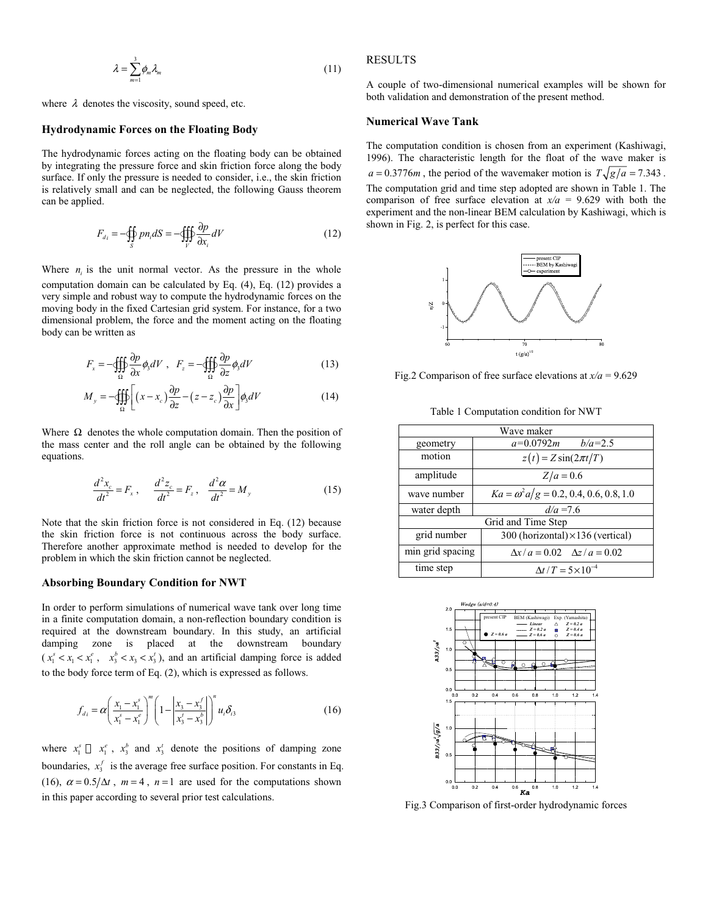$$\lambda = \sum_{m=1}^{3} \phi_m \lambda_m \tag{11}$$

where $\lambda$ denotes the viscosity, sound speed, etc.

### Hydrodynamic Forces on the Floating Body

The hydrodynamic forces acting on the floating body can be obtained by integrating the pressure force and skin friction force along the body surface. If only the pressure is needed to consider, i.e., the skin friction is relatively small and can be neglected, the following Gauss theorem can be applied.

$$F_{d_i} = -\oint\!\!\oint_S p n_i dS = -\oint\!\!\oint\!\!\oint_V \frac{\partial p}{\partial x_i} dV \tag{12}$$

Where $n_i$ is the unit normal vector. As the pressure in the whole computation domain can be calculated by Eq. (4), Eq. (12) provides a very simple and robust way to compute the hydrodynamic forces on the moving body in the fixed Cartesian grid system. For instance, for a two dimensional problem, the force and the moment acting on the floating body can be written as

$$F_x = -\oint\!\!\oint\!\!\oint_\Omega \frac{\partial p}{\partial x} \phi_3 dV \,, \quad F_z = -\oint\!\!\oint\!\!\oint_\Omega \frac{\partial p}{\partial z} \phi_3 dV \tag{13}$$

$$M_y = -\oint\!\!\oint\!\!\oint_\Omega \left[ (x - x_c) \frac{\partial p}{\partial z} - (z - z_c) \frac{\partial p}{\partial x} \right] \phi_3 dV \tag{14}$$

Where $\Omega$ denotes the whole computation domain. Then the position of the mass center and the roll angle can be obtained by the following equations.

$$\frac{d^2 x_c}{dt^2} = F_x \,, \quad \frac{d^2 z_c}{dt^2} = F_z \,, \quad \frac{d^2 \alpha}{dt^2} = M_y \tag{15}$$

Note that the skin friction force is not considered in Eq. (12) because the skin friction force is not continuous across the body surface. Therefore another approximate method is needed to develop for the problem in which the skin friction cannot be neglected.

### Absorbing Boundary Condition for NWT

In order to perform simulations of numerical wave tank over long time in a finite computation domain, a non-reflection boundary condition is required at the downstream boundary. In this study, an artificial damping zone is placed at the downstream boundary ($x_1^s < x_1 < x_1^e$, $x_3^b < x_3 < x_3^t$), and an artificial damping force is added to the body force term of Eq. (2), which is expressed as follows.

$$f_{di} = \alpha \left( \frac{x_1 - x_1^s}{x_1^s - x_1^e} \right)^m \left( 1 - \left| \frac{x_3 - x_3^f}{x_3^t - x_3^b} \right| \right)^n u_i \delta_{i3} \tag{16}$$

where $x_1^s$ 、 $x_1^e$, $x_3^b$ and $x_3^t$ denote the positions of damping zone boundaries, $x_3^f$ is the average free surface position. For constants in Eq. (16), $\alpha = 0.5/\Delta t$, $m = 4$, $n = 1$ are used for the computations shown in this paper according to several prior test calculations.

## RESULTS

A couple of two-dimensional numerical examples will be shown for both validation and demonstration of the present method.

### Numerical Wave Tank

The computation condition is chosen from an experiment (Kashiwagi, 1996). The characteristic length for the float of the wave maker is $a = 0.3776m$, the period of the wavemaker motion is $T\sqrt{g/a} = 7.343$. The computation grid and time step adopted are shown in Table 1. The comparison of free surface elevation at $x/a$ = 9.629 with both the experiment and the non-linear BEM calculation by Kashiwagi, which is shown in Fig. 2, is perfect for this case.

present CIP
BEM by Kashiwagi
experiment
η/Z
1
0
-1
60
70
80
t (g/a)$^{1/2}$

Fig.2 Comparison of free surface elevations at $x/a$ = 9.629

Table 1 Computation condition for NWT

| | |
|---|---|
| Wave maker | |
| geometry | $a$=0.0792$m$ $b/a$=2.5 |
| motion | $z(t) = Z\sin(2\pi t/T)$ |
| amplitude | $Z/a = 0.6$ |
| wave number | $Ka = \omega^2 a/g = 0.2, 0.4, 0.6, 0.8, 1.0$ |
| water depth | $d/a$ =7.6 |
| Grid and Time Step | |
| grid number | 300 (horizontal)×136 (vertical) |
| min grid spacing | $\Delta x/a = 0.02$ $\Delta z/a = 0.02$ |
| time step | $\Delta t/T = 5\times10^{-4}$ |

Wedge (a/d=0.4)
present CIP
Z = 0.6 a
BEM (Kashiwagi)
Linear
Z = 0.2 a
Z = 0.6 a
Exp. (Yamashita)
Z = 0.2 a
Z = 0.4 a
Z = 0.6 a
A33/ρa²
2.0
1.5
1.0
0.5
0.0
0.0 0.2 0.4 0.6 0.8 1.0 1.2 1.4
B33/ρa²√(g/a)
1.5
1.0
0.5
0.0
0.0 0.2 0.4 0.6 0.8 1.0 1.2 1.4
Ka

Fig.3 Comparison of first-order hydrodynamic forces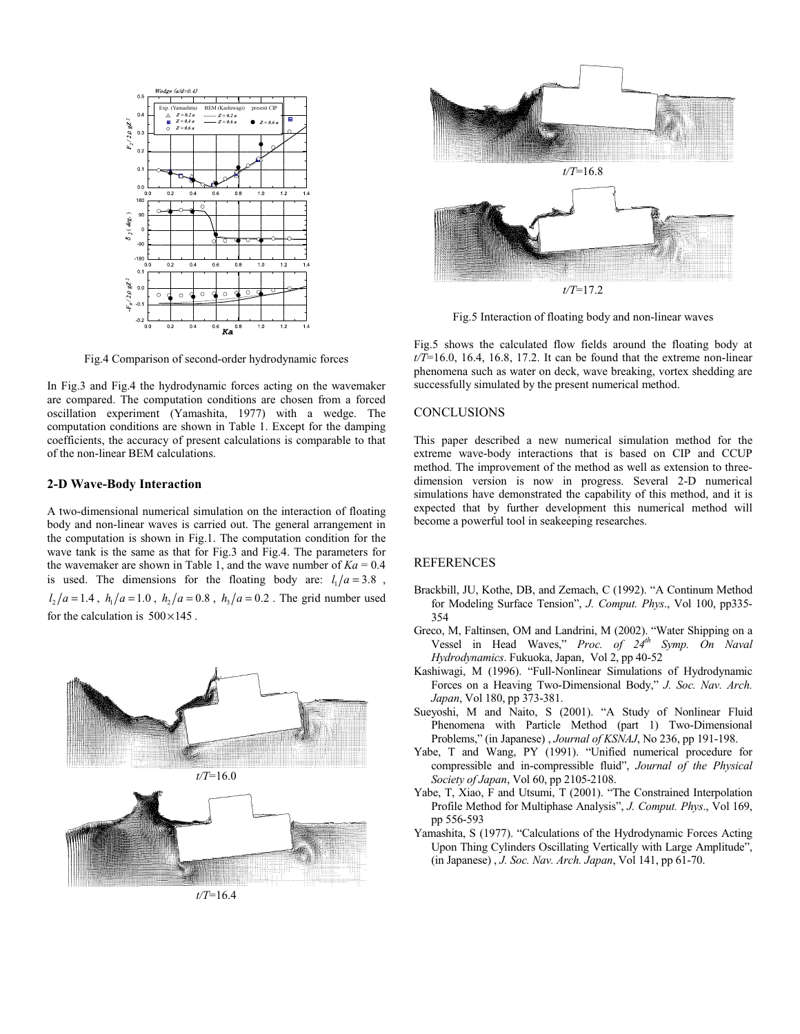Wedge (a/d=0.4)

Exp. (Yamashita) BEM (Kashiwagi) present CIP

Z = 0.2 a Z = 0.2 a

Z = 0.4 a Z = 0.6 a Z = 0.6 a

Z = 0.6 a

$F_2 / 2\rho gZ^2$

$\delta_2$ ( deg. )

$-F_0 / 2\rho gZ^2$

Ka

Fig.4 Comparison of second-order hydrodynamic forces

In Fig.3 and Fig.4 the hydrodynamic forces acting on the wavemaker are compared. The computation conditions are chosen from a forced oscillation experiment (Yamashita, 1977) with a wedge. The computation conditions are shown in Table 1. Except for the damping coefficients, the accuracy of present calculations is comparable to that of the non-linear BEM calculations.

### 2-D Wave-Body Interaction

A two-dimensional numerical simulation on the interaction of floating body and non-linear waves is carried out. The general arrangement in the computation is shown in Fig.1. The computation condition for the wave tank is the same as that for Fig.3 and Fig.4. The parameters for the wavemaker are shown in Table 1, and the wave number of $Ka = 0.4$ is used. The dimensions for the floating body are: $l_1/a = 3.8$, $l_2/a = 1.4$, $h_1/a = 1.0$, $h_2/a = 0.8$, $h_3/a = 0.2$. The grid number used for the calculation is $500 \times 145$.

$t/T$=16.0

$t/T$=16.4

$t/T$=16.8

$t/T$=17.2

Fig.5 Interaction of floating body and non-linear waves

Fig.5 shows the calculated flow fields around the floating body at $t/T$=16.0, 16.4, 16.8, 17.2. It can be found that the extreme non-linear phenomena such as water on deck, wave breaking, vortex shedding are successfully simulated by the present numerical method.

## CONCLUSIONS

This paper described a new numerical simulation method for the extreme wave-body interactions that is based on CIP and CCUP method. The improvement of the method as well as extension to three-dimension version is now in progress. Several 2-D numerical simulations have demonstrated the capability of this method, and it is expected that by further development this numerical method will become a powerful tool in seakeeping researches.

## REFERENCES

Brackbill, JU, Kothe, DB, and Zemach, C (1992). "A Continum Method for Modeling Surface Tension", *J. Comput. Phys*., Vol 100, pp335-354

Greco, M, Faltinsen, OM and Landrini, M (2002). "Water Shipping on a Vessel in Head Waves," *Proc. of 24th Symp. On Naval Hydrodynamics*. Fukuoka, Japan, Vol 2, pp 40-52

Kashiwagi, M (1996). "Full-Nonlinear Simulations of Hydrodynamic Forces on a Heaving Two-Dimensional Body," *J. Soc. Nav. Arch. Japan*, Vol 180, pp 373-381.

Sueyoshi, M and Naito, S (2001). "A Study of Nonlinear Fluid Phenomena with Particle Method (part 1) Two-Dimensional Problems," (in Japanese) , *Journal of KSNAJ*, No 236, pp 191-198.

Yabe, T and Wang, PY (1991). "Unified numerical procedure for compressible and in-compressible fluid", *Journal of the Physical Society of Japan*, Vol 60, pp 2105-2108.

Yabe, T, Xiao, F and Utsumi, T (2001). "The Constrained Interpolation Profile Method for Multiphase Analysis", *J. Comput. Phys*., Vol 169, pp 556-593

Yamashita, S (1977). "Calculations of the Hydrodynamic Forces Acting Upon Thing Cylinders Oscillating Vertically with Large Amplitude", (in Japanese) , *J. Soc. Nav. Arch. Japan*, Vol 141, pp 61-70.